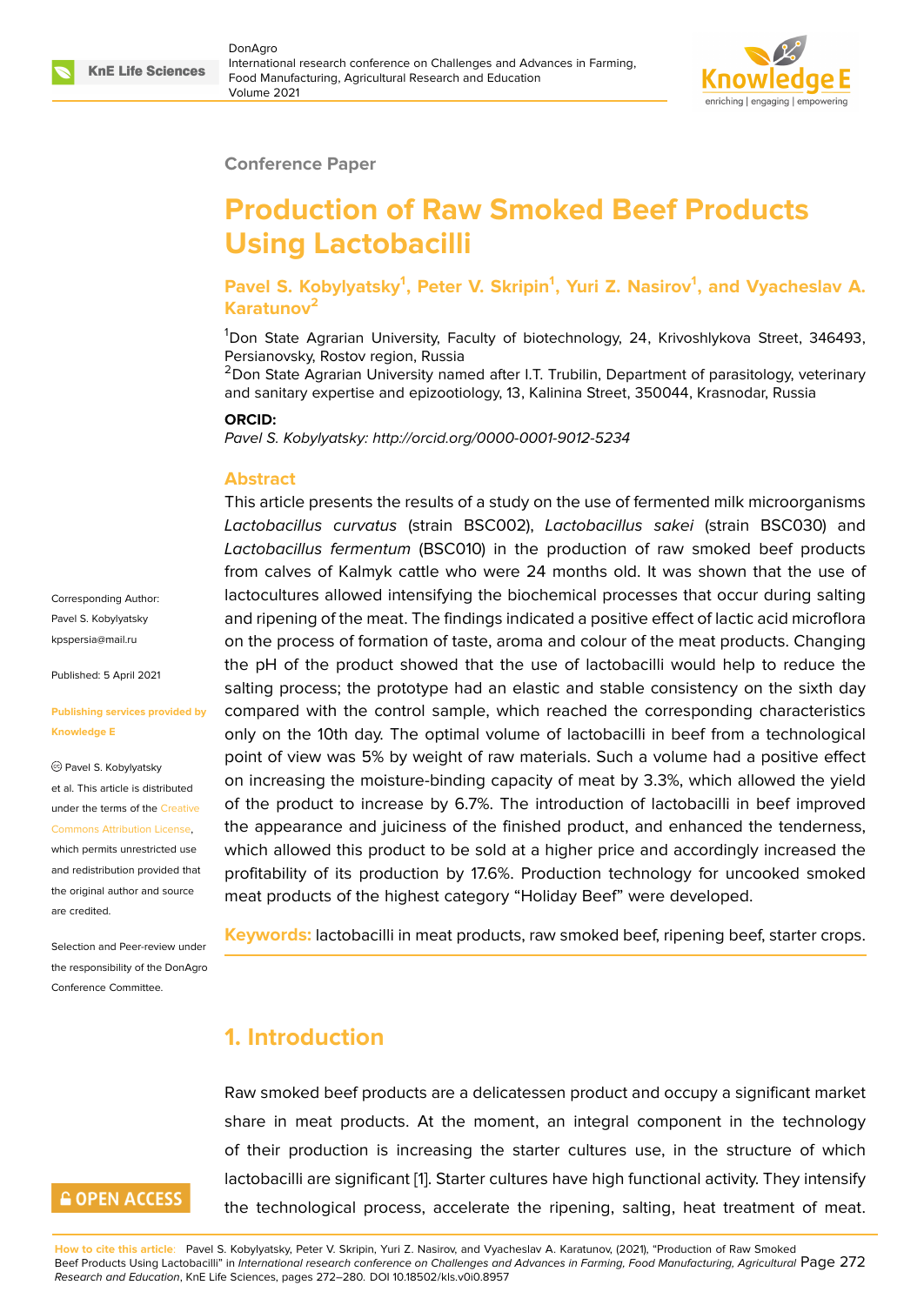Conference Paper

# Production of Raw Smoked Beef Products Using Lactobacilli

**Pavel S. Kobylyatsky[1], Peter V. Skripin[1], Yuri Z. Nasirov[1], and Vyacheslav A. Karatunov[2]**

[1]Don State Agrarian University, Faculty of biotechnology, 24, Krivoshlykova Street, 346493, Persianovsky, Rostov region, Russia
[2]Don State Agrarian University named after I.T. Trubilin, Department of parasitology, veterinary and sanitary expertise and epizootiology, 13, Kalinina Street, 350044, Krasnodar, Russia

**ORCID:**
*Pavel S. Kobylyatsky: http://orcid.org/0000-0001-9012-5234*

Corresponding Author: Pavel S. Kobylyatsky kpspersia@mail.ru

Published: 5 April 2021

Publishing services provided by Knowledge E

© Pavel S. Kobylyatsky et al. This article is distributed under the terms of the Creative Commons Attribution License, which permits unrestricted use and redistribution provided that the original author and source are credited.

Selection and Peer-review under the responsibility of the DonAgro Conference Committee.

## Abstract

This article presents the results of a study on the use of fermented milk microorganisms *Lactobacillus curvatus* (strain BSC002), *Lactobacillus sakei* (strain BSC030) and *Lactobacillus fermentum* (BSC010) in the production of raw smoked beef products from calves of Kalmyk cattle who were 24 months old. It was shown that the use of lactocultures allowed intensifying the biochemical processes that occur during salting and ripening of the meat. The findings indicated a positive effect of lactic acid microflora on the process of formation of taste, aroma and colour of the meat products. Changing the pH of the product showed that the use of lactobacilli would help to reduce the salting process; the prototype had an elastic and stable consistency on the sixth day compared with the control sample, which reached the corresponding characteristics only on the 10th day. The optimal volume of lactobacilli in beef from a technological point of view was 5% by weight of raw materials. Such a volume had a positive effect on increasing the moisture-binding capacity of meat by 3.3%, which allowed the yield of the product to increase by 6.7%. The introduction of lactobacilli in beef improved the appearance and juiciness of the finished product, and enhanced the tenderness, which allowed this product to be sold at a higher price and accordingly increased the profitability of its production by 17.6%. Production technology for uncooked smoked meat products of the highest category "Holiday Beef" were developed.

**Keywords:** lactobacilli in meat products, raw smoked beef, ripening beef, starter crops.

## 1. Introduction

Raw smoked beef products are a delicatessen product and occupy a significant market share in meat products. At the moment, an integral component in the technology of their production is increasing the starter cultures use, in the structure of which lactobacilli are significant [1]. Starter cultures have high functional activity. They intensify the technological process, accelerate the ripening, salting, heat treatment of meat.

How to cite this article: Pavel S. Kobylyatsky, Peter V. Skripin, Yuri Z. Nasirov, and Vyacheslav A. Karatunov, (2021), "Production of Raw Smoked Beef Products Using Lactobacilli" in *International research conference on Challenges and Advances in Farming, Food Manufacturing, Agricultural Research and Education*, KnE Life Sciences, pages 272–280. DOI 10.18502/kls.v0i0.8957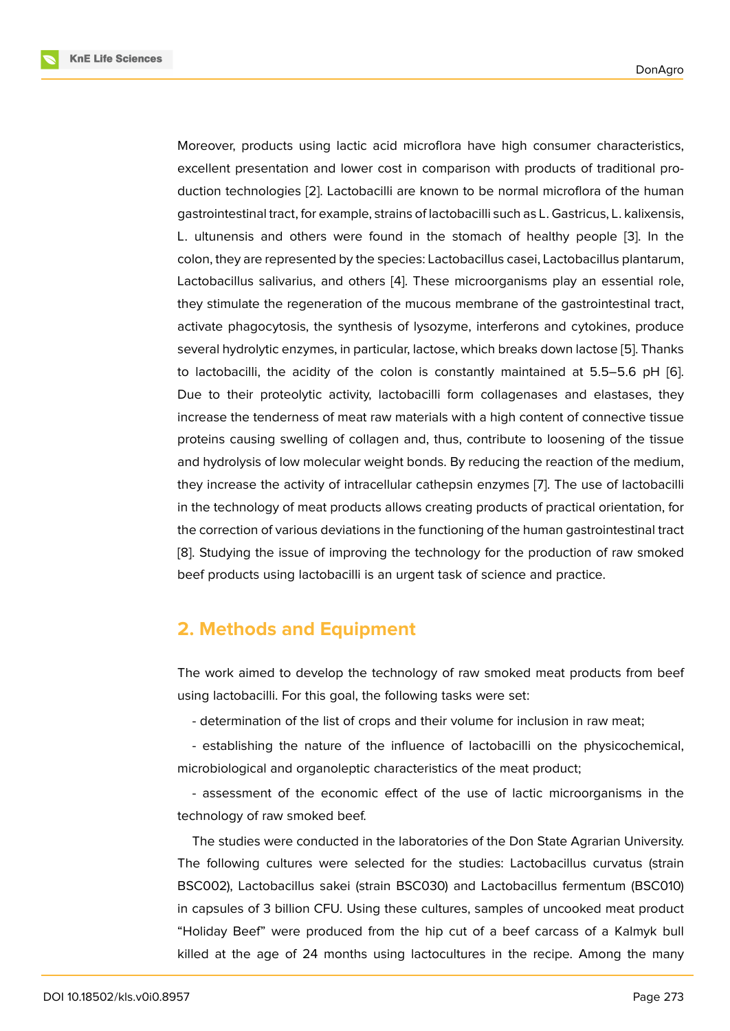Moreover, products using lactic acid microflora have high consumer characteristics, excellent presentation and lower cost in comparison with products of traditional production technologies [2]. Lactobacilli are known to be normal microflora of the human gastrointestinal tract, for example, strains of lactobacilli such as L. Gastricus, L. kalixensis, L. ultunensis and others were found in the stomach of healthy people [3]. In the colon, they are represented by the species: Lactobacillus casei, Lactobacillus plantarum, Lactobacillus salivarius, and others [4]. These microorganisms play an essential role, they stimulate the regeneration of the mucous membrane of the gastrointestinal tract, activate phagocytosis, the synthesis of lysozyme, interferons and cytokines, produce several hydrolytic enzymes, in particular, lactose, which breaks down lactose [5]. Thanks to lactobacilli, the acidity of the colon is constantly maintained at 5.5–5.6 pH [6]. Due to their proteolytic activity, lactobacilli form collagenases and elastases, they increase the tenderness of meat raw materials with a high content of connective tissue proteins causing swelling of collagen and, thus, contribute to loosening of the tissue and hydrolysis of low molecular weight bonds. By reducing the reaction of the medium, they increase the activity of intracellular cathepsin enzymes [7]. The use of lactobacilli in the technology of meat products allows creating products of practical orientation, for the correction of various deviations in the functioning of the human gastrointestinal tract [8]. Studying the issue of improving the technology for the production of raw smoked beef products using lactobacilli is an urgent task of science and practice.

## 2. Methods and Equipment

The work aimed to develop the technology of raw smoked meat products from beef using lactobacilli. For this goal, the following tasks were set:

- determination of the list of crops and their volume for inclusion in raw meat;

- establishing the nature of the influence of lactobacilli on the physicochemical, microbiological and organoleptic characteristics of the meat product;

- assessment of the economic effect of the use of lactic microorganisms in the technology of raw smoked beef.

The studies were conducted in the laboratories of the Don State Agrarian University. The following cultures were selected for the studies: Lactobacillus curvatus (strain BSC002), Lactobacillus sakei (strain BSC030) and Lactobacillus fermentum (BSC010) in capsules of 3 billion CFU. Using these cultures, samples of uncooked meat product "Holiday Beef" were produced from the hip cut of a beef carcass of a Kalmyk bull killed at the age of 24 months using lactocultures in the recipe. Among the many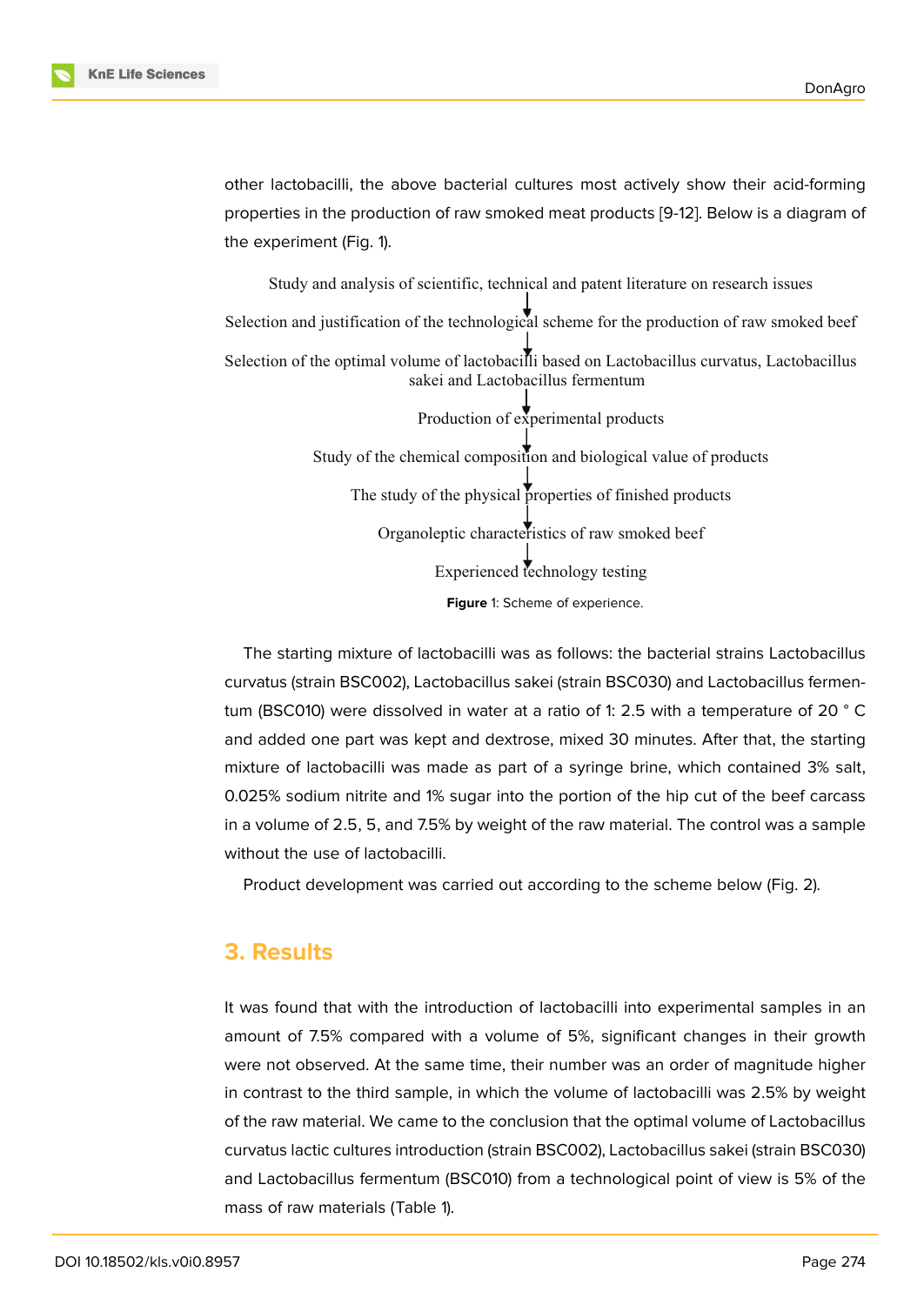other lactobacilli, the above bacterial cultures most actively show their acid-forming properties in the production of raw smoked meat products [9-12]. Below is a diagram of the experiment (Fig. 1).

Study and analysis of scientific, technical and patent literature on research issues

↓

Selection and justification of the technological scheme for the production of raw smoked beef

↓

Selection of the optimal volume of lactobacilli based on Lactobacillus curvatus, Lactobacillus sakei and Lactobacillus fermentum

↓

Production of experimental products

↓

Study of the chemical composition and biological value of products

↓

The study of the physical properties of finished products

↓

Organoleptic characteristics of raw smoked beef

↓

Experienced technology testing

**Figure** 1: Scheme of experience.

The starting mixture of lactobacilli was as follows: the bacterial strains Lactobacillus curvatus (strain BSC002), Lactobacillus sakei (strain BSC030) and Lactobacillus fermentum (BSC010) were dissolved in water at a ratio of 1: 2.5 with a temperature of 20 ° C and added one part was kept and dextrose, mixed 30 minutes. After that, the starting mixture of lactobacilli was made as part of a syringe brine, which contained 3% salt, 0.025% sodium nitrite and 1% sugar into the portion of the hip cut of the beef carcass in a volume of 2.5, 5, and 7.5% by weight of the raw material. The control was a sample without the use of lactobacilli.

Product development was carried out according to the scheme below (Fig. 2).

## 3. Results

It was found that with the introduction of lactobacilli into experimental samples in an amount of 7.5% compared with a volume of 5%, significant changes in their growth were not observed. At the same time, their number was an order of magnitude higher in contrast to the third sample, in which the volume of lactobacilli was 2.5% by weight of the raw material. We came to the conclusion that the optimal volume of Lactobacillus curvatus lactic cultures introduction (strain BSC002), Lactobacillus sakei (strain BSC030) and Lactobacillus fermentum (BSC010) from a technological point of view is 5% of the mass of raw materials (Table 1).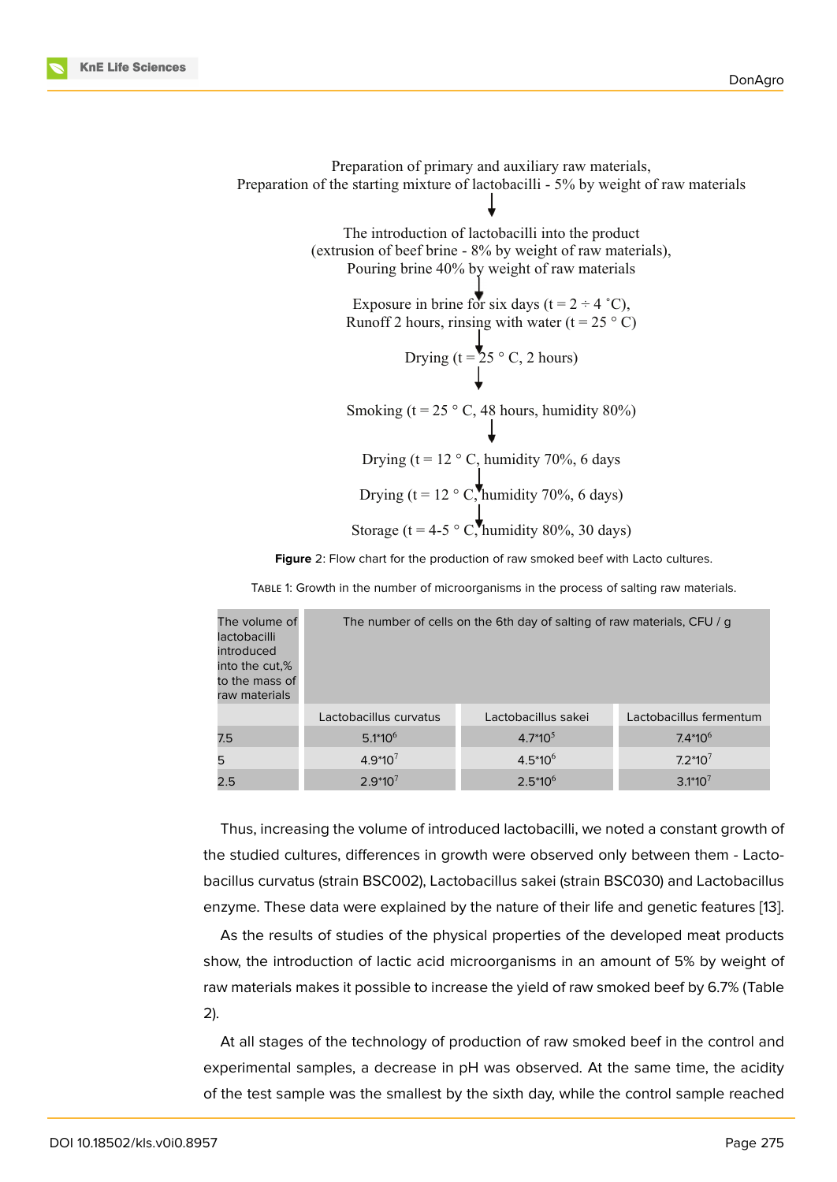Preparation of primary and auxiliary raw materials,
Preparation of the starting mixture of lactobacilli - 5% by weight of raw materials

↓

The introduction of lactobacilli into the product
(extrusion of beef brine - 8% by weight of raw materials),
Pouring brine 40% by weight of raw materials

↓

Exposure in brine for six days (t = 2 ÷ 4 ˚C),
Runoff 2 hours, rinsing with water (t = 25 ° C)

↓

Drying (t = 25 ° C, 2 hours)

↓

Smoking (t = 25 ° C, 48 hours, humidity 80%)

↓

Drying (t = 12 ° C, humidity 70%, 6 days

↓

Drying (t = 12 ° C, humidity 70%, 6 days)

↓

Storage (t = 4-5 ° C, humidity 80%, 30 days)

**Figure** 2: Flow chart for the production of raw smoked beef with Lacto cultures.

Table 1: Growth in the number of microorganisms in the process of salting raw materials.

| The volume of lactobacilli introduced into the cut,% to the mass of raw materials | The number of cells on the 6th day of salting of raw materials, CFU / g | | |
|---|---|---|---|
| | Lactobacillus curvatus | Lactobacillus sakei | Lactobacillus fermentum |
| 7.5 | $5.1*10^6$ | $4.7*10^5$ | $7.4*10^6$ |
| 5 | $4.9*10^7$ | $4.5*10^6$ | $7.2*10^7$ |
| 2.5 | $2.9*10^7$ | $2.5*10^6$ | $3.1*10^7$ |

Thus, increasing the volume of introduced lactobacilli, we noted a constant growth of the studied cultures, differences in growth were observed only between them - Lactobacillus curvatus (strain BSC002), Lactobacillus sakei (strain BSC030) and Lactobacillus enzyme. These data were explained by the nature of their life and genetic features [13].

As the results of studies of the physical properties of the developed meat products show, the introduction of lactic acid microorganisms in an amount of 5% by weight of raw materials makes it possible to increase the yield of raw smoked beef by 6.7% (Table 2).

At all stages of the technology of production of raw smoked beef in the control and experimental samples, a decrease in pH was observed. At the same time, the acidity of the test sample was the smallest by the sixth day, while the control sample reached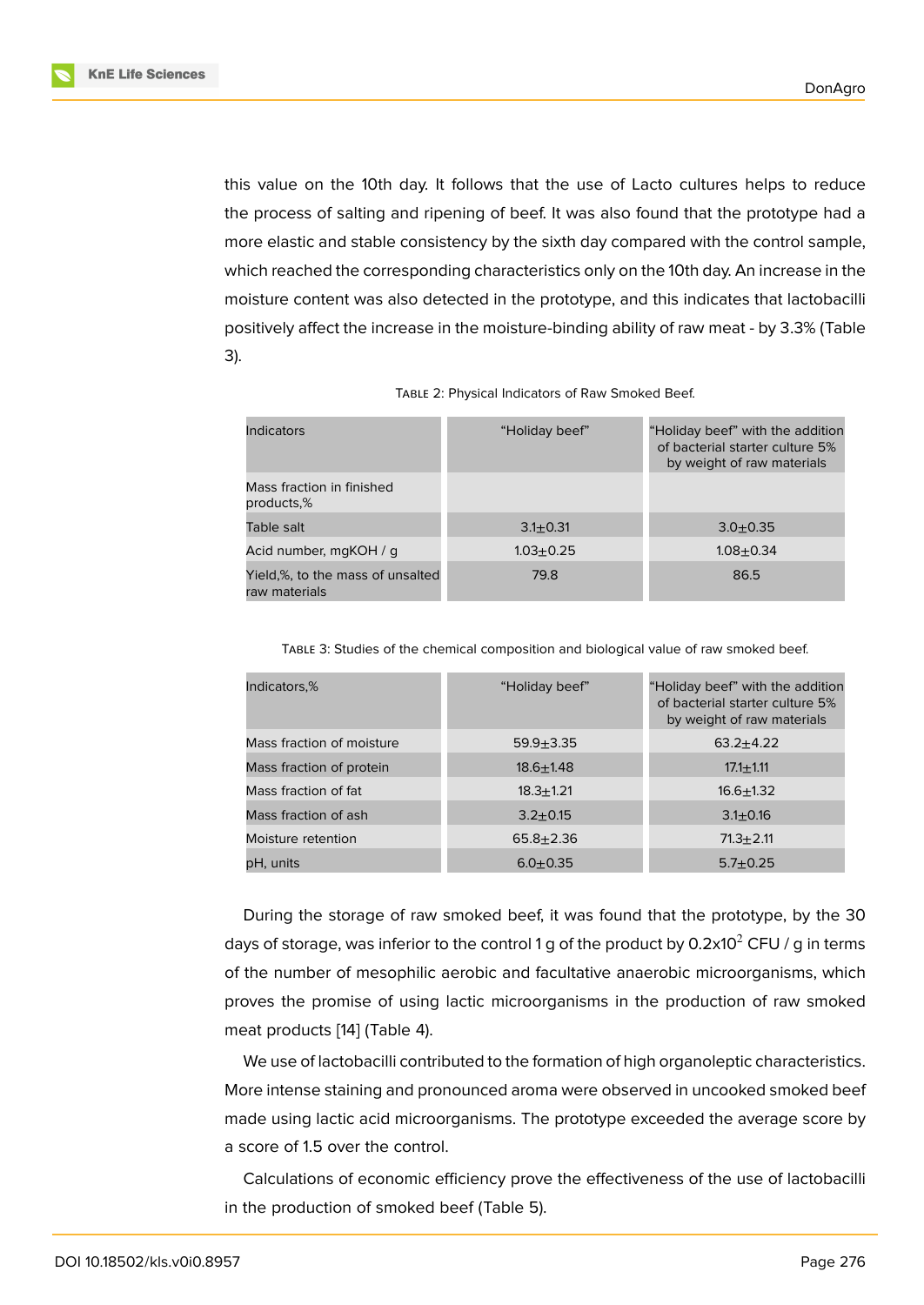this value on the 10th day. It follows that the use of Lacto cultures helps to reduce the process of salting and ripening of beef. It was also found that the prototype had a more elastic and stable consistency by the sixth day compared with the control sample, which reached the corresponding characteristics only on the 10th day. An increase in the moisture content was also detected in the prototype, and this indicates that lactobacilli positively affect the increase in the moisture-binding ability of raw meat - by 3.3% (Table 3).

Table 2: Physical Indicators of Raw Smoked Beef.

| Indicators | “Holiday beef” | “Holiday beef” with the addition of bacterial starter culture 5% by weight of raw materials |
|---|---|---|
| Mass fraction in finished products,% | | |
| Table salt | 3.1±0.31 | 3.0±0.35 |
| Acid number, mgKOH / g | 1.03±0.25 | 1.08±0.34 |
| Yield,%, to the mass of unsalted raw materials | 79.8 | 86.5 |

Table 3: Studies of the chemical composition and biological value of raw smoked beef.

| Indicators,% | “Holiday beef” | “Holiday beef” with the addition of bacterial starter culture 5% by weight of raw materials |
|---|---|---|
| Mass fraction of moisture | 59.9±3.35 | 63.2±4.22 |
| Mass fraction of protein | 18.6±1.48 | 17.1±1.11 |
| Mass fraction of fat | 18.3±1.21 | 16.6±1.32 |
| Mass fraction of ash | 3.2±0.15 | 3.1±0.16 |
| Moisture retention | 65.8±2.36 | 71.3±2.11 |
| pH, units | 6.0±0.35 | 5.7±0.25 |

During the storage of raw smoked beef, it was found that the prototype, by the 30 days of storage, was inferior to the control 1 g of the product by $0.2x10^2$ CFU / g in terms of the number of mesophilic aerobic and facultative anaerobic microorganisms, which proves the promise of using lactic microorganisms in the production of raw smoked meat products [14] (Table 4).

We use of lactobacilli contributed to the formation of high organoleptic characteristics. More intense staining and pronounced aroma were observed in uncooked smoked beef made using lactic acid microorganisms. The prototype exceeded the average score by a score of 1.5 over the control.

Calculations of economic efficiency prove the effectiveness of the use of lactobacilli in the production of smoked beef (Table 5).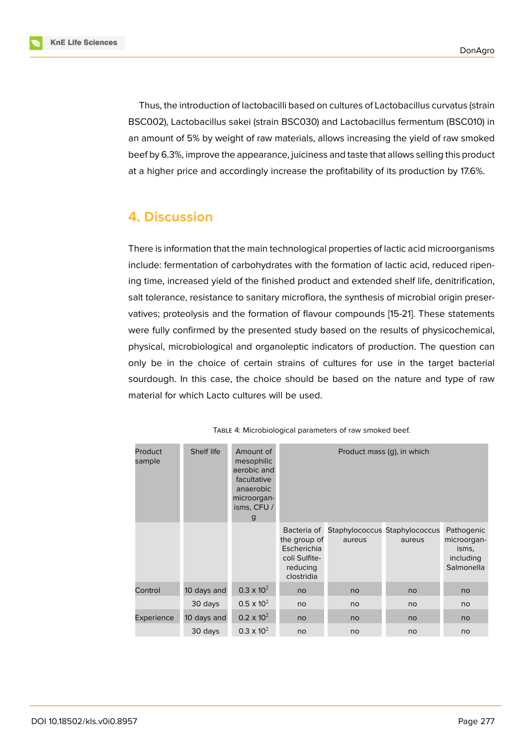Thus, the introduction of lactobacilli based on cultures of Lactobacillus curvatus (strain BSC002), Lactobacillus sakei (strain BSC030) and Lactobacillus fermentum (BSC010) in an amount of 5% by weight of raw materials, allows increasing the yield of raw smoked beef by 6.3%, improve the appearance, juiciness and taste that allows selling this product at a higher price and accordingly increase the profitability of its production by 17.6%.

## 4. Discussion

There is information that the main technological properties of lactic acid microorganisms include: fermentation of carbohydrates with the formation of lactic acid, reduced ripening time, increased yield of the finished product and extended shelf life, denitrification, salt tolerance, resistance to sanitary microflora, the synthesis of microbial origin preservatives; proteolysis and the formation of flavour compounds [15-21]. These statements were fully confirmed by the presented study based on the results of physicochemical, physical, microbiological and organoleptic indicators of production. The question can only be in the choice of certain strains of cultures for use in the target bacterial sourdough. In this case, the choice should be based on the nature and type of raw material for which Lacto cultures will be used.

Table 4: Microbiological parameters of raw smoked beef.

| Product sample | Shelf life | Amount of mesophilic aerobic and facultative anaerobic microorganisms, CFU / g | Product mass (g), in which | | | |
|---|---|---|---|---|---|---|
| | | | Bacteria of the group of Escherichia coli Sulfite-reducing clostridia | Staphylococcus aureus | Staphylococcus aureus | Pathogenic microorganisms, including Salmonella |
| Control | 10 days and | $0.3 \times 10^2$ | no | no | no | no |
| | 30 days | $0.5 \times 10^2$ | no | no | no | no |
| Experience | 10 days and | $0.2 \times 10^2$ | no | no | no | no |
| | 30 days | $0.3 \times 10^2$ | no | no | no | no |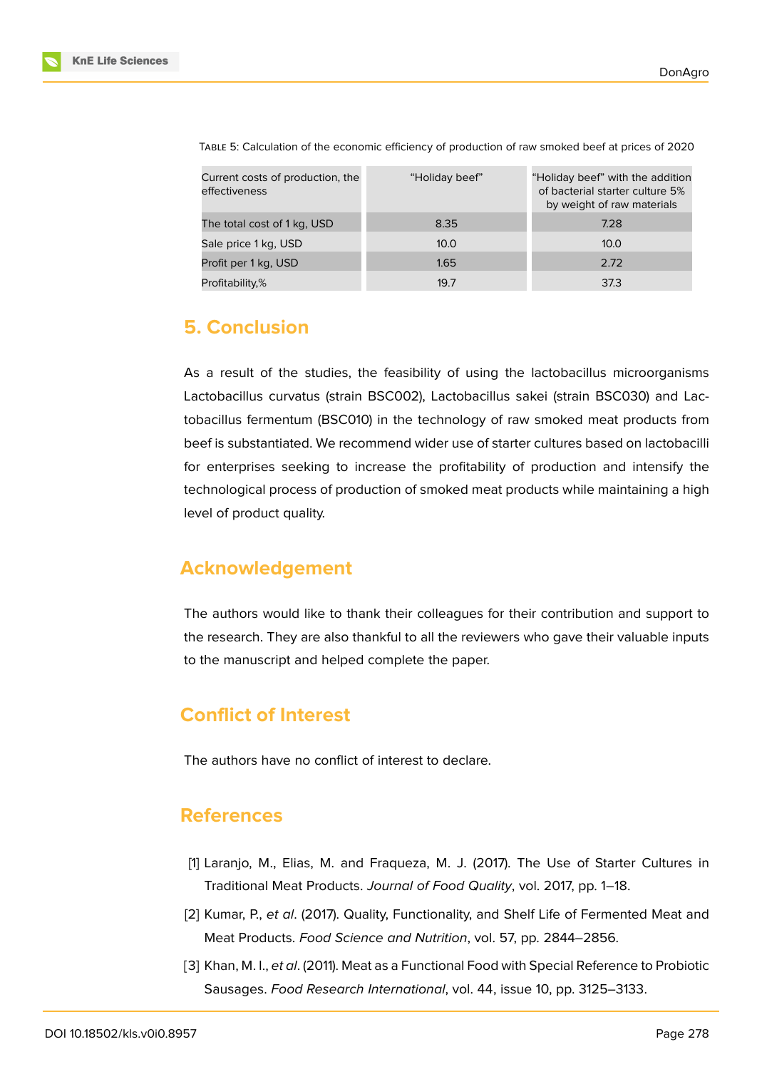Table 5: Calculation of the economic efficiency of production of raw smoked beef at prices of 2020

| Current costs of production, the effectiveness | “Holiday beef” | “Holiday beef” with the addition of bacterial starter culture 5% by weight of raw materials |
|---|---|---|
| The total cost of 1 kg, USD | 8.35 | 7.28 |
| Sale price 1 kg, USD | 10.0 | 10.0 |
| Profit per 1 kg, USD | 1.65 | 2.72 |
| Profitability,% | 19.7 | 37.3 |

## 5. Conclusion

As a result of the studies, the feasibility of using the lactobacillus microorganisms Lactobacillus curvatus (strain BSC002), Lactobacillus sakei (strain BSC030) and Lactobacillus fermentum (BSC010) in the technology of raw smoked meat products from beef is substantiated. We recommend wider use of starter cultures based on lactobacilli for enterprises seeking to increase the profitability of production and intensify the technological process of production of smoked meat products while maintaining a high level of product quality.

## Acknowledgement

The authors would like to thank their colleagues for their contribution and support to the research. They are also thankful to all the reviewers who gave their valuable inputs to the manuscript and helped complete the paper.

## Conflict of Interest

The authors have no conflict of interest to declare.

## References

[1] Laranjo, M., Elias, M. and Fraqueza, M. J. (2017). The Use of Starter Cultures in Traditional Meat Products. *Journal of Food Quality*, vol. 2017, pp. 1–18.

[2] Kumar, P., *et al*. (2017). Quality, Functionality, and Shelf Life of Fermented Meat and Meat Products. *Food Science and Nutrition*, vol. 57, pp. 2844–2856.

[3] Khan, M. I., *et al*. (2011). Meat as a Functional Food with Special Reference to Probiotic Sausages. *Food Research International*, vol. 44, issue 10, pp. 3125–3133.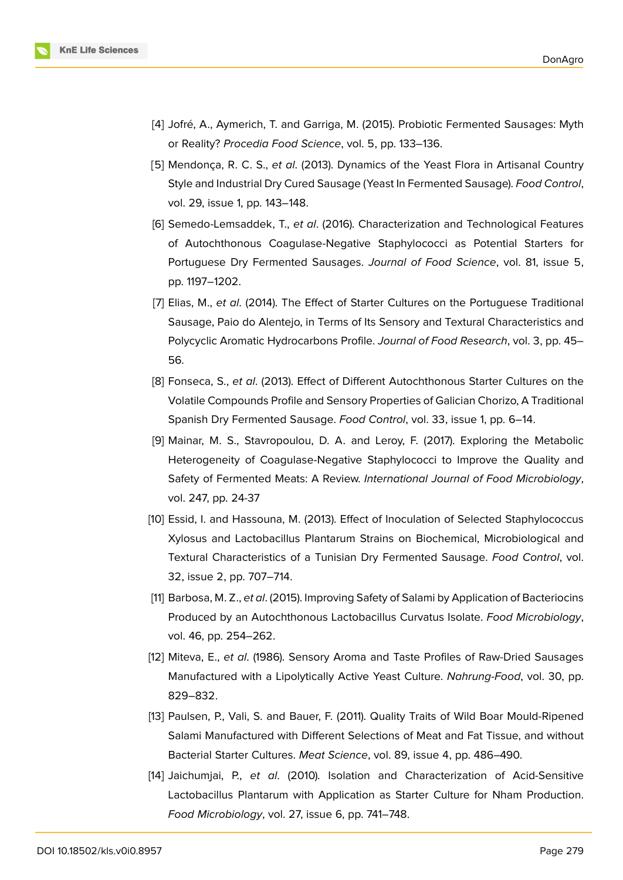[4] Jofré, A., Aymerich, T. and Garriga, M. (2015). Probiotic Fermented Sausages: Myth or Reality? *Procedia Food Science*, vol. 5, pp. 133–136.

[5] Mendonça, R. C. S., *et al*. (2013). Dynamics of the Yeast Flora in Artisanal Country Style and Industrial Dry Cured Sausage (Yeast In Fermented Sausage). *Food Control*, vol. 29, issue 1, pp. 143–148.

[6] Semedo-Lemsaddek, T., *et al*. (2016). Characterization and Technological Features of Autochthonous Coagulase-Negative Staphylococci as Potential Starters for Portuguese Dry Fermented Sausages. *Journal of Food Science*, vol. 81, issue 5, pp. 1197–1202.

[7] Elias, M., *et al.* (2014). The Effect of Starter Cultures on the Portuguese Traditional Sausage, Paio do Alentejo, in Terms of Its Sensory and Textural Characteristics and Polycyclic Aromatic Hydrocarbons Profile. *Journal of Food Research*, vol. 3, pp. 45–56.

[8] Fonseca, S., *et al*. (2013). Effect of Different Autochthonous Starter Cultures on the Volatile Compounds Profile and Sensory Properties of Galician Chorizo, A Traditional Spanish Dry Fermented Sausage. *Food Control*, vol. 33, issue 1, pp. 6–14.

[9] Mainar, M. S., Stavropoulou, D. A. and Leroy, F. (2017). Exploring the Metabolic Heterogeneity of Coagulase-Negative Staphylococci to Improve the Quality and Safety of Fermented Meats: A Review. *International Journal of Food Microbiology*, vol. 247, pp. 24-37

[10] Essid, I. and Hassouna, M. (2013). Effect of Inoculation of Selected Staphylococcus Xylosus and Lactobacillus Plantarum Strains on Biochemical, Microbiological and Textural Characteristics of a Tunisian Dry Fermented Sausage. *Food Control*, vol. 32, issue 2, pp. 707–714.

[11] Barbosa, M. Z., *et al*. (2015). Improving Safety of Salami by Application of Bacteriocins Produced by an Autochthonous Lactobacillus Curvatus Isolate. *Food Microbiology*, vol. 46, pp. 254–262.

[12] Miteva, E., *et al*. (1986). Sensory Aroma and Taste Profiles of Raw-Dried Sausages Manufactured with a Lipolytically Active Yeast Culture. *Nahrung-Food*, vol. 30, pp. 829–832.

[13] Paulsen, P., Vali, S. and Bauer, F. (2011). Quality Traits of Wild Boar Mould-Ripened Salami Manufactured with Different Selections of Meat and Fat Tissue, and without Bacterial Starter Cultures. *Meat Science*, vol. 89, issue 4, pp. 486–490.

[14] Jaichumjai, P., *et al*. (2010). Isolation and Characterization of Acid-Sensitive Lactobacillus Plantarum with Application as Starter Culture for Nham Production. *Food Microbiology*, vol. 27, issue 6, pp. 741–748.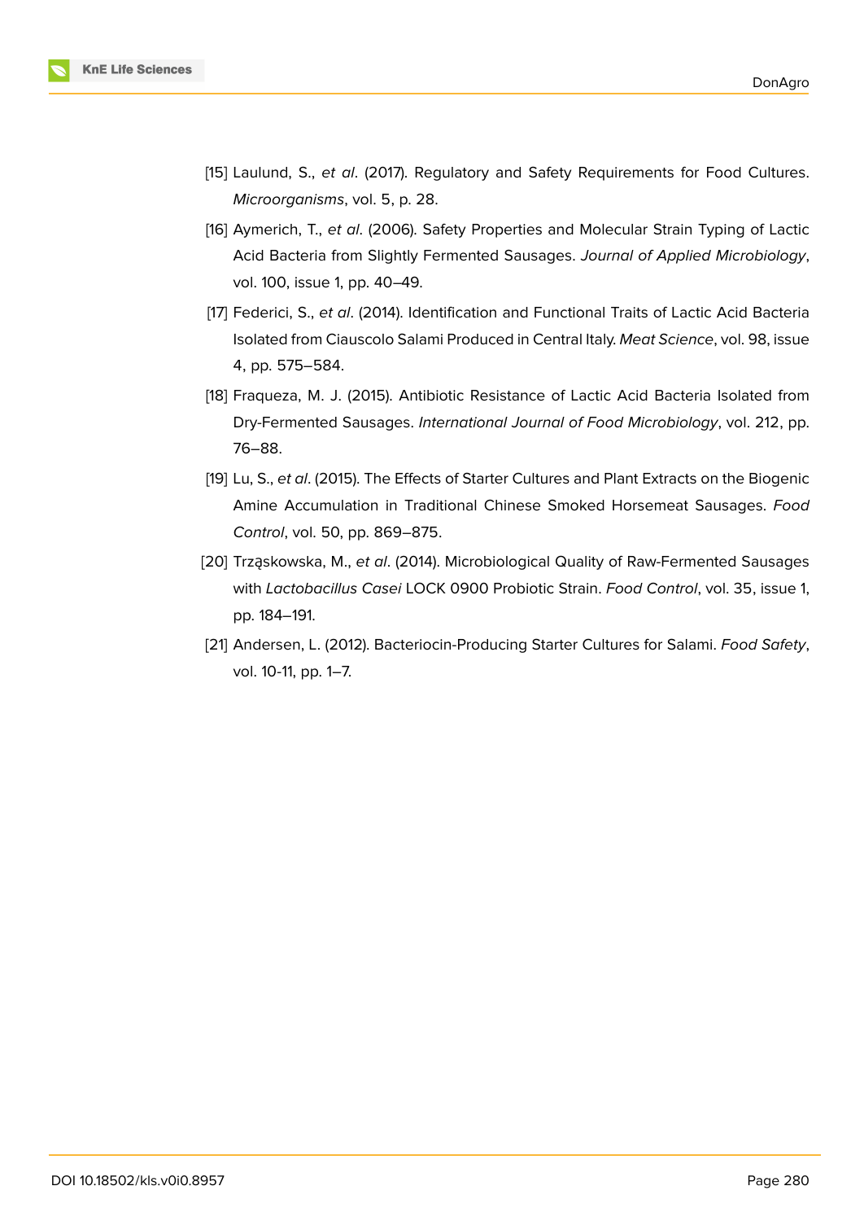[15] Laulund, S., *et al*. (2017). Regulatory and Safety Requirements for Food Cultures. *Microorganisms*, vol. 5, p. 28.

[16] Aymerich, T., *et al*. (2006). Safety Properties and Molecular Strain Typing of Lactic Acid Bacteria from Slightly Fermented Sausages. *Journal of Applied Microbiology*, vol. 100, issue 1, pp. 40–49.

[17] Federici, S., *et al*. (2014). Identification and Functional Traits of Lactic Acid Bacteria Isolated from Ciauscolo Salami Produced in Central Italy. *Meat Science*, vol. 98, issue 4, pp. 575–584.

[18] Fraqueza, M. J. (2015). Antibiotic Resistance of Lactic Acid Bacteria Isolated from Dry-Fermented Sausages. *International Journal of Food Microbiology*, vol. 212, pp. 76–88.

[19] Lu, S., *et al*. (2015). The Effects of Starter Cultures and Plant Extracts on the Biogenic Amine Accumulation in Traditional Chinese Smoked Horsemeat Sausages. *Food Control*, vol. 50, pp. 869–875.

[20] Trząskowska, M., *et al*. (2014). Microbiological Quality of Raw-Fermented Sausages with *Lactobacillus Casei* LOCK 0900 Probiotic Strain. *Food Control*, vol. 35, issue 1, pp. 184–191.

[21] Andersen, L. (2012). Bacteriocin-Producing Starter Cultures for Salami. *Food Safety*, vol. 10-11, pp. 1–7.